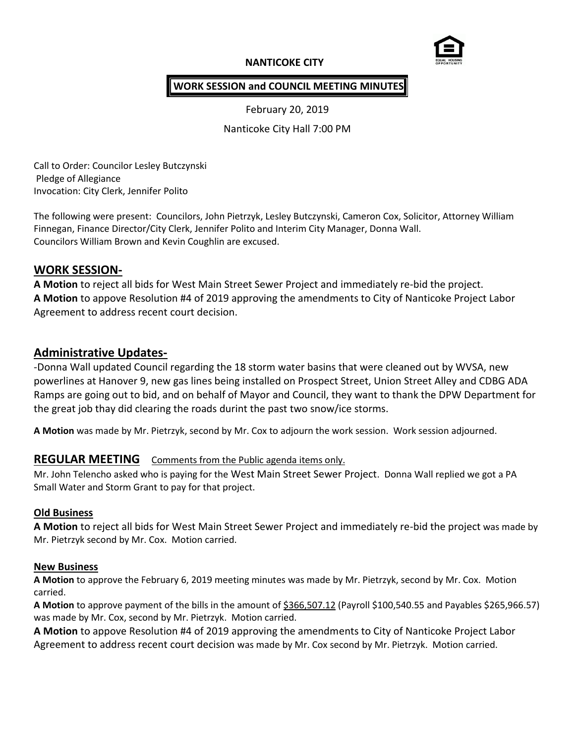# NANTICOKE CITY

## WORK SESSION and COUNCIL MEETING MINUTES

February 20, 2019

Nanticoke City Hall 7:00 PM

Call to Order: Councilor Lesley Butczynski
Pledge of Allegiance
Invocation: City Clerk, Jennifer Polito

The following were present: Councilors, John Pietrzyk, Lesley Butczynski, Cameron Cox, Solicitor, Attorney William Finnegan, Finance Director/City Clerk, Jennifer Polito and Interim City Manager, Donna Wall.
Councilors William Brown and Kevin Coughlin are excused.

## WORK SESSION-

**A Motion** to reject all bids for West Main Street Sewer Project and immediately re-bid the project.
**A Motion** to appove Resolution #4 of 2019 approving the amendments to City of Nanticoke Project Labor Agreement to address recent court decision.

## Administrative Updates-

-Donna Wall updated Council regarding the 18 storm water basins that were cleaned out by WVSA, new powerlines at Hanover 9, new gas lines being installed on Prospect Street, Union Street Alley and CDBG ADA Ramps are going out to bid, and on behalf of Mayor and Council, they want to thank the DPW Department for the great job thay did clearing the roads durint the past two snow/ice storms.

**A Motion** was made by Mr. Pietrzyk, second by Mr. Cox to adjourn the work session. Work session adjourned.

## REGULAR MEETING Comments from the Public agenda items only.

Mr. John Telencho asked who is paying for the West Main Street Sewer Project. Donna Wall replied we got a PA Small Water and Storm Grant to pay for that project.

### Old Business

**A Motion** to reject all bids for West Main Street Sewer Project and immediately re-bid the project was made by Mr. Pietrzyk second by Mr. Cox. Motion carried.

### New Business

**A Motion** to approve the February 6, 2019 meeting minutes was made by Mr. Pietrzyk, second by Mr. Cox. Motion carried.
**A Motion** to approve payment of the bills in the amount of $366,507.12 (Payroll $100,540.55 and Payables $265,966.57) was made by Mr. Cox, second by Mr. Pietrzyk. Motion carried.
**A Motion** to appove Resolution #4 of 2019 approving the amendments to City of Nanticoke Project Labor Agreement to address recent court decision was made by Mr. Cox second by Mr. Pietrzyk. Motion carried.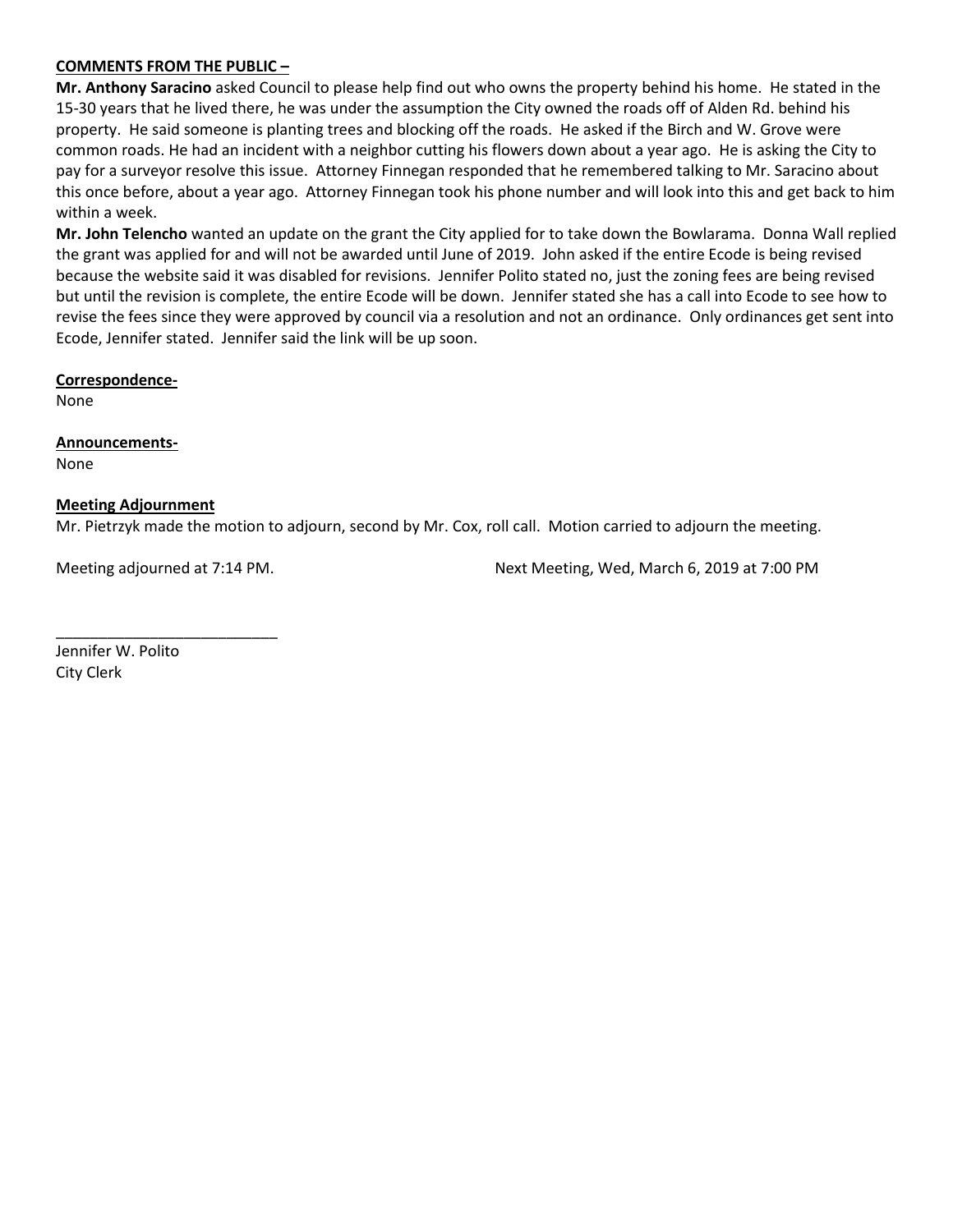**COMMENTS FROM THE PUBLIC –**

**Mr. Anthony Saracino** asked Council to please help find out who owns the property behind his home. He stated in the 15-30 years that he lived there, he was under the assumption the City owned the roads off of Alden Rd. behind his property. He said someone is planting trees and blocking off the roads. He asked if the Birch and W. Grove were common roads. He had an incident with a neighbor cutting his flowers down about a year ago. He is asking the City to pay for a surveyor resolve this issue. Attorney Finnegan responded that he remembered talking to Mr. Saracino about this once before, about a year ago. Attorney Finnegan took his phone number and will look into this and get back to him within a week.

**Mr. John Telencho** wanted an update on the grant the City applied for to take down the Bowlarama. Donna Wall replied the grant was applied for and will not be awarded until June of 2019. John asked if the entire Ecode is being revised because the website said it was disabled for revisions. Jennifer Polito stated no, just the zoning fees are being revised but until the revision is complete, the entire Ecode will be down. Jennifer stated she has a call into Ecode to see how to revise the fees since they were approved by council via a resolution and not an ordinance. Only ordinances get sent into Ecode, Jennifer stated. Jennifer said the link will be up soon.

**Correspondence-**

None

**Announcements-**

None

**Meeting Adjournment**

Mr. Pietrzyk made the motion to adjourn, second by Mr. Cox, roll call. Motion carried to adjourn the meeting.

Meeting adjourned at 7:14 PM. Next Meeting, Wed, March 6, 2019 at 7:00 PM

\_\_\_\_\_\_\_\_\_\_\_\_\_\_\_\_\_\_\_\_\_\_\_\_\_\_

Jennifer W. Polito

City Clerk